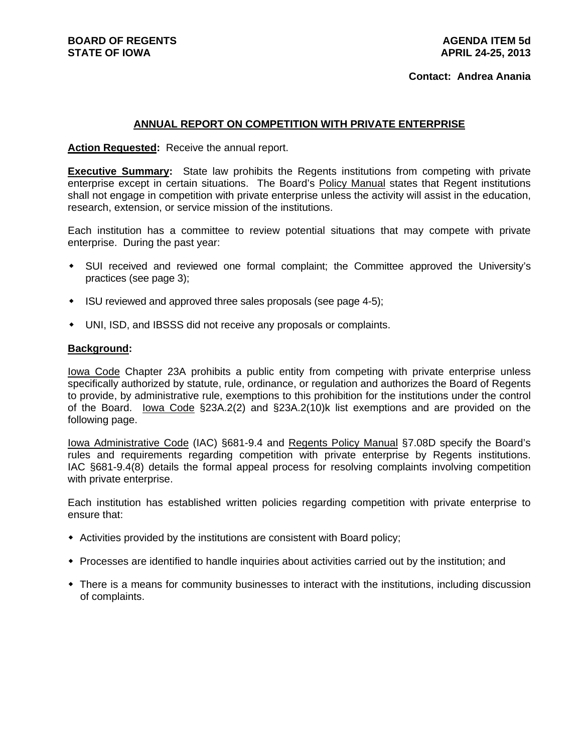**BOARD OF REGENTS**
**STATE OF IOWA**

**AGENDA ITEM 5d**
**APRIL 24-25, 2013**

**Contact: Andrea Anania**

## ANNUAL REPORT ON COMPETITION WITH PRIVATE ENTERPRISE

**Action Requested:** Receive the annual report.

**Executive Summary:** State law prohibits the Regents institutions from competing with private enterprise except in certain situations. The Board's Policy Manual states that Regent institutions shall not engage in competition with private enterprise unless the activity will assist in the education, research, extension, or service mission of the institutions.

Each institution has a committee to review potential situations that may compete with private enterprise. During the past year:

- SUI received and reviewed one formal complaint; the Committee approved the University's practices (see page 3);
- ISU reviewed and approved three sales proposals (see page 4-5);
- UNI, ISD, and IBSSS did not receive any proposals or complaints.

**Background:**

Iowa Code Chapter 23A prohibits a public entity from competing with private enterprise unless specifically authorized by statute, rule, ordinance, or regulation and authorizes the Board of Regents to provide, by administrative rule, exemptions to this prohibition for the institutions under the control of the Board. Iowa Code §23A.2(2) and §23A.2(10)k list exemptions and are provided on the following page.

Iowa Administrative Code (IAC) §681-9.4 and Regents Policy Manual §7.08D specify the Board's rules and requirements regarding competition with private enterprise by Regents institutions. IAC §681-9.4(8) details the formal appeal process for resolving complaints involving competition with private enterprise.

Each institution has established written policies regarding competition with private enterprise to ensure that:

- Activities provided by the institutions are consistent with Board policy;
- Processes are identified to handle inquiries about activities carried out by the institution; and
- There is a means for community businesses to interact with the institutions, including discussion of complaints.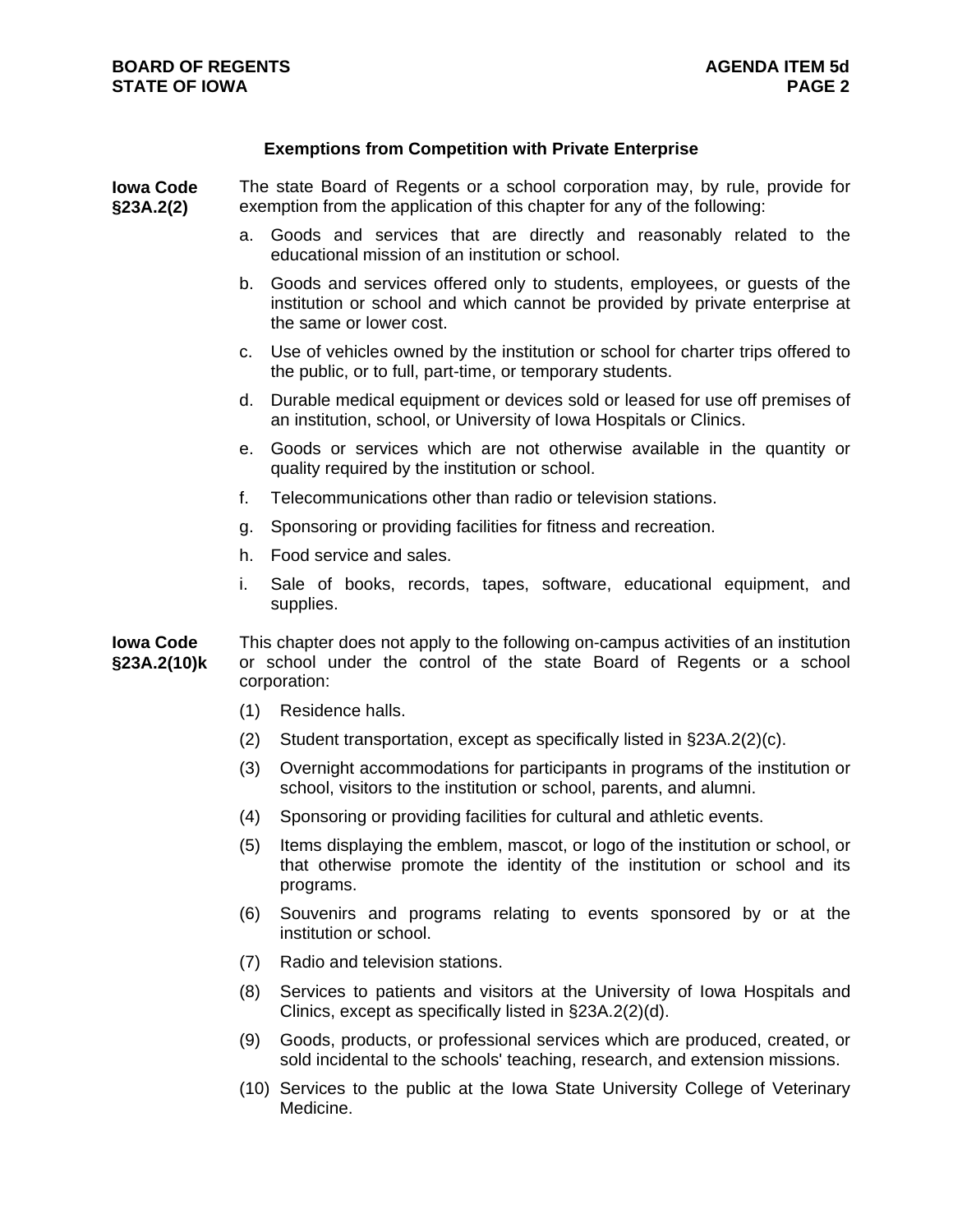## Exemptions from Competition with Private Enterprise

**Iowa Code §23A.2(2)**

The state Board of Regents or a school corporation may, by rule, provide for exemption from the application of this chapter for any of the following:

a. Goods and services that are directly and reasonably related to the educational mission of an institution or school.

b. Goods and services offered only to students, employees, or guests of the institution or school and which cannot be provided by private enterprise at the same or lower cost.

c. Use of vehicles owned by the institution or school for charter trips offered to the public, or to full, part-time, or temporary students.

d. Durable medical equipment or devices sold or leased for use off premises of an institution, school, or University of Iowa Hospitals or Clinics.

e. Goods or services which are not otherwise available in the quantity or quality required by the institution or school.

f. Telecommunications other than radio or television stations.

g. Sponsoring or providing facilities for fitness and recreation.

h. Food service and sales.

i. Sale of books, records, tapes, software, educational equipment, and supplies.

**Iowa Code §23A.2(10)k**

This chapter does not apply to the following on-campus activities of an institution or school under the control of the state Board of Regents or a school corporation:

(1) Residence halls.

(2) Student transportation, except as specifically listed in §23A.2(2)(c).

(3) Overnight accommodations for participants in programs of the institution or school, visitors to the institution or school, parents, and alumni.

(4) Sponsoring or providing facilities for cultural and athletic events.

(5) Items displaying the emblem, mascot, or logo of the institution or school, or that otherwise promote the identity of the institution or school and its programs.

(6) Souvenirs and programs relating to events sponsored by or at the institution or school.

(7) Radio and television stations.

(8) Services to patients and visitors at the University of Iowa Hospitals and Clinics, except as specifically listed in §23A.2(2)(d).

(9) Goods, products, or professional services which are produced, created, or sold incidental to the schools' teaching, research, and extension missions.

(10) Services to the public at the Iowa State University College of Veterinary Medicine.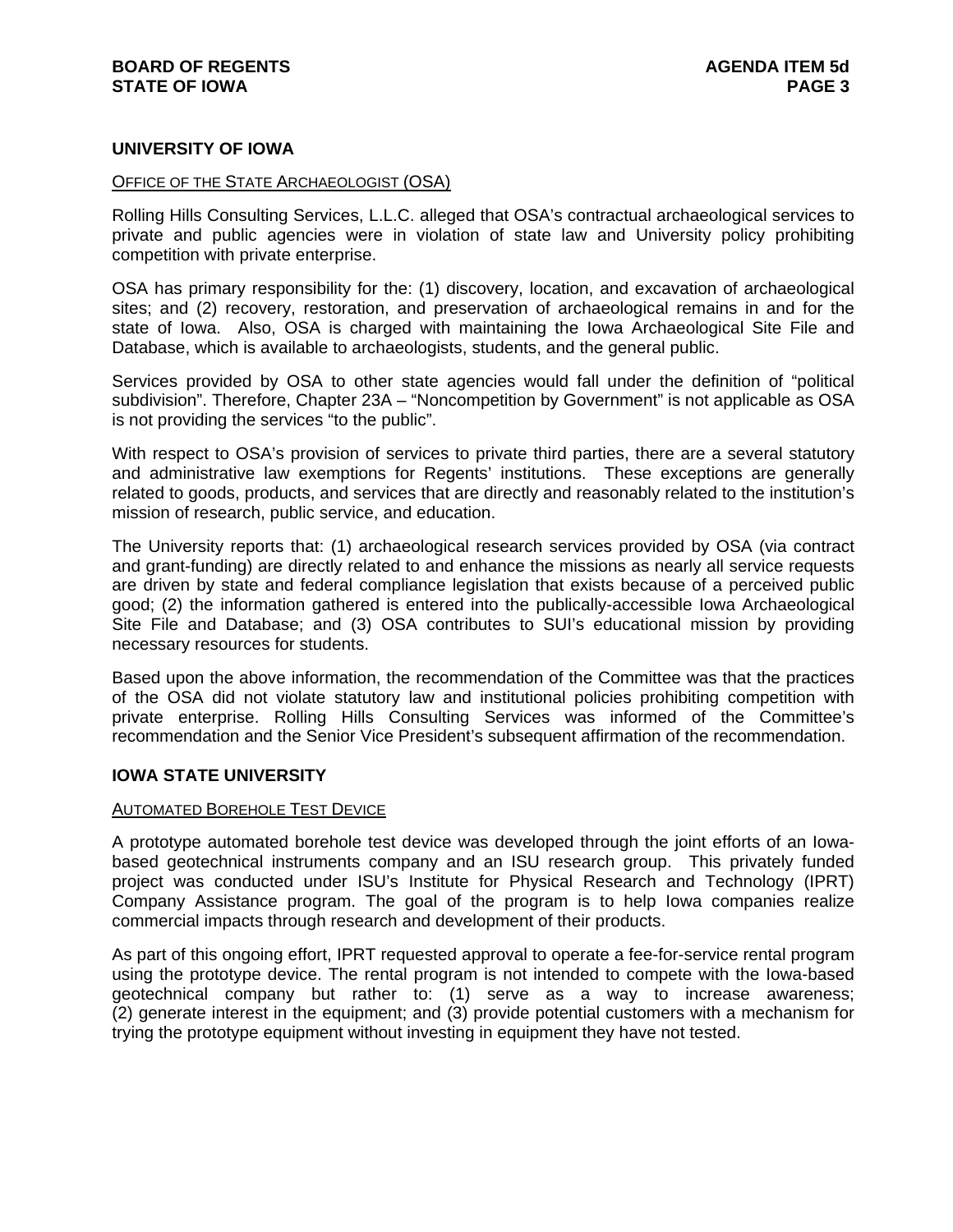## UNIVERSITY OF IOWA

OFFICE OF THE STATE ARCHAEOLOGIST (OSA)

Rolling Hills Consulting Services, L.L.C. alleged that OSA's contractual archaeological services to private and public agencies were in violation of state law and University policy prohibiting competition with private enterprise.

OSA has primary responsibility for the: (1) discovery, location, and excavation of archaeological sites; and (2) recovery, restoration, and preservation of archaeological remains in and for the state of Iowa. Also, OSA is charged with maintaining the Iowa Archaeological Site File and Database, which is available to archaeologists, students, and the general public.

Services provided by OSA to other state agencies would fall under the definition of "political subdivision". Therefore, Chapter 23A – "Noncompetition by Government" is not applicable as OSA is not providing the services "to the public".

With respect to OSA's provision of services to private third parties, there are a several statutory and administrative law exemptions for Regents' institutions. These exceptions are generally related to goods, products, and services that are directly and reasonably related to the institution's mission of research, public service, and education.

The University reports that: (1) archaeological research services provided by OSA (via contract and grant-funding) are directly related to and enhance the missions as nearly all service requests are driven by state and federal compliance legislation that exists because of a perceived public good; (2) the information gathered is entered into the publically-accessible Iowa Archaeological Site File and Database; and (3) OSA contributes to SUI's educational mission by providing necessary resources for students.

Based upon the above information, the recommendation of the Committee was that the practices of the OSA did not violate statutory law and institutional policies prohibiting competition with private enterprise. Rolling Hills Consulting Services was informed of the Committee's recommendation and the Senior Vice President's subsequent affirmation of the recommendation.

## IOWA STATE UNIVERSITY

AUTOMATED BOREHOLE TEST DEVICE

A prototype automated borehole test device was developed through the joint efforts of an Iowa-based geotechnical instruments company and an ISU research group. This privately funded project was conducted under ISU's Institute for Physical Research and Technology (IPRT) Company Assistance program. The goal of the program is to help Iowa companies realize commercial impacts through research and development of their products.

As part of this ongoing effort, IPRT requested approval to operate a fee-for-service rental program using the prototype device. The rental program is not intended to compete with the Iowa-based geotechnical company but rather to: (1) serve as a way to increase awareness; (2) generate interest in the equipment; and (3) provide potential customers with a mechanism for trying the prototype equipment without investing in equipment they have not tested.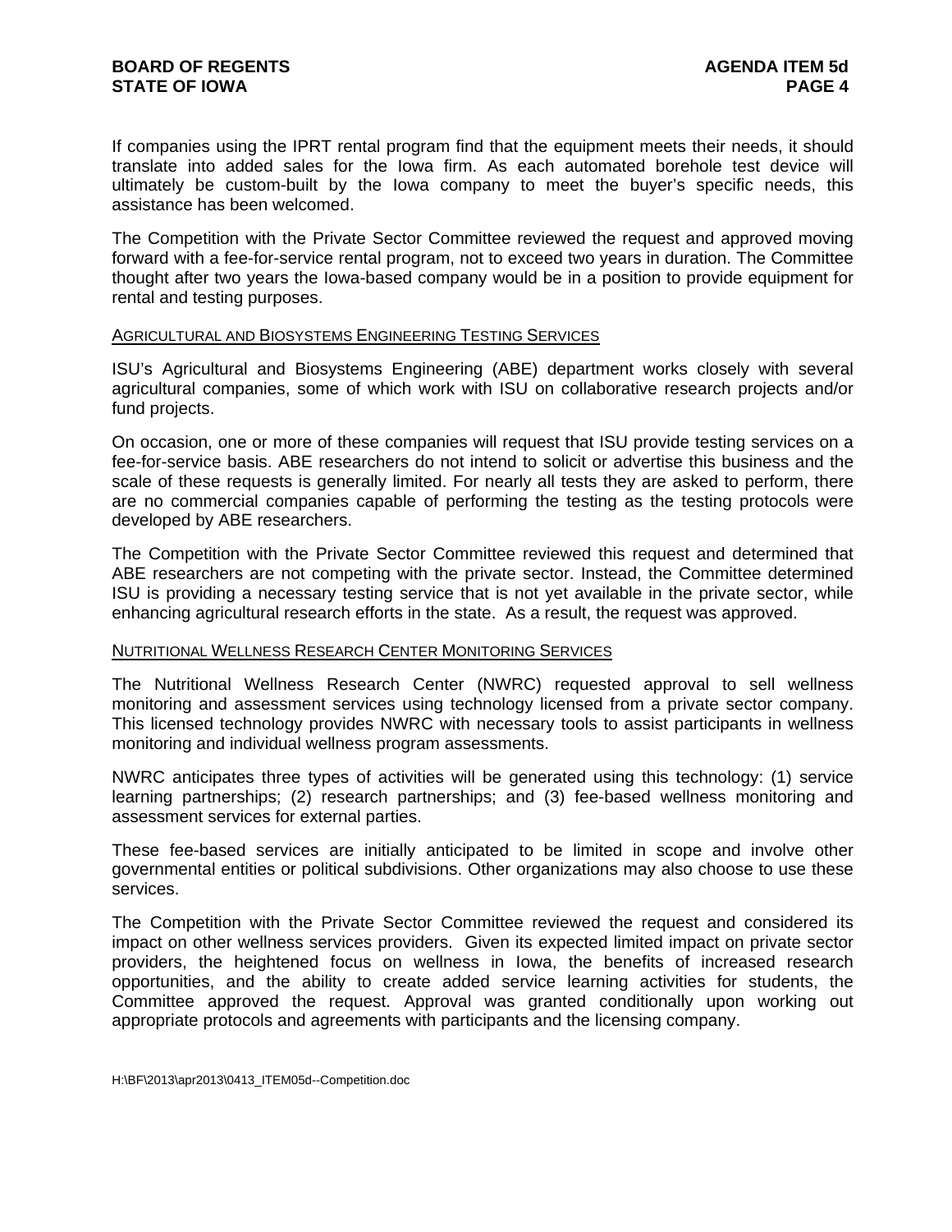If companies using the IPRT rental program find that the equipment meets their needs, it should translate into added sales for the Iowa firm. As each automated borehole test device will ultimately be custom-built by the Iowa company to meet the buyer's specific needs, this assistance has been welcomed.

The Competition with the Private Sector Committee reviewed the request and approved moving forward with a fee-for-service rental program, not to exceed two years in duration. The Committee thought after two years the Iowa-based company would be in a position to provide equipment for rental and testing purposes.

### Agricultural and Biosystems Engineering Testing Services

ISU's Agricultural and Biosystems Engineering (ABE) department works closely with several agricultural companies, some of which work with ISU on collaborative research projects and/or fund projects.

On occasion, one or more of these companies will request that ISU provide testing services on a fee-for-service basis. ABE researchers do not intend to solicit or advertise this business and the scale of these requests is generally limited. For nearly all tests they are asked to perform, there are no commercial companies capable of performing the testing as the testing protocols were developed by ABE researchers.

The Competition with the Private Sector Committee reviewed this request and determined that ABE researchers are not competing with the private sector. Instead, the Committee determined ISU is providing a necessary testing service that is not yet available in the private sector, while enhancing agricultural research efforts in the state. As a result, the request was approved.

### Nutritional Wellness Research Center Monitoring Services

The Nutritional Wellness Research Center (NWRC) requested approval to sell wellness monitoring and assessment services using technology licensed from a private sector company. This licensed technology provides NWRC with necessary tools to assist participants in wellness monitoring and individual wellness program assessments.

NWRC anticipates three types of activities will be generated using this technology: (1) service learning partnerships; (2) research partnerships; and (3) fee-based wellness monitoring and assessment services for external parties.

These fee-based services are initially anticipated to be limited in scope and involve other governmental entities or political subdivisions. Other organizations may also choose to use these services.

The Competition with the Private Sector Committee reviewed the request and considered its impact on other wellness services providers. Given its expected limited impact on private sector providers, the heightened focus on wellness in Iowa, the benefits of increased research opportunities, and the ability to create added service learning activities for students, the Committee approved the request. Approval was granted conditionally upon working out appropriate protocols and agreements with participants and the licensing company.

H:\BF\2013\apr2013\0413_ITEM05d--Competition.doc